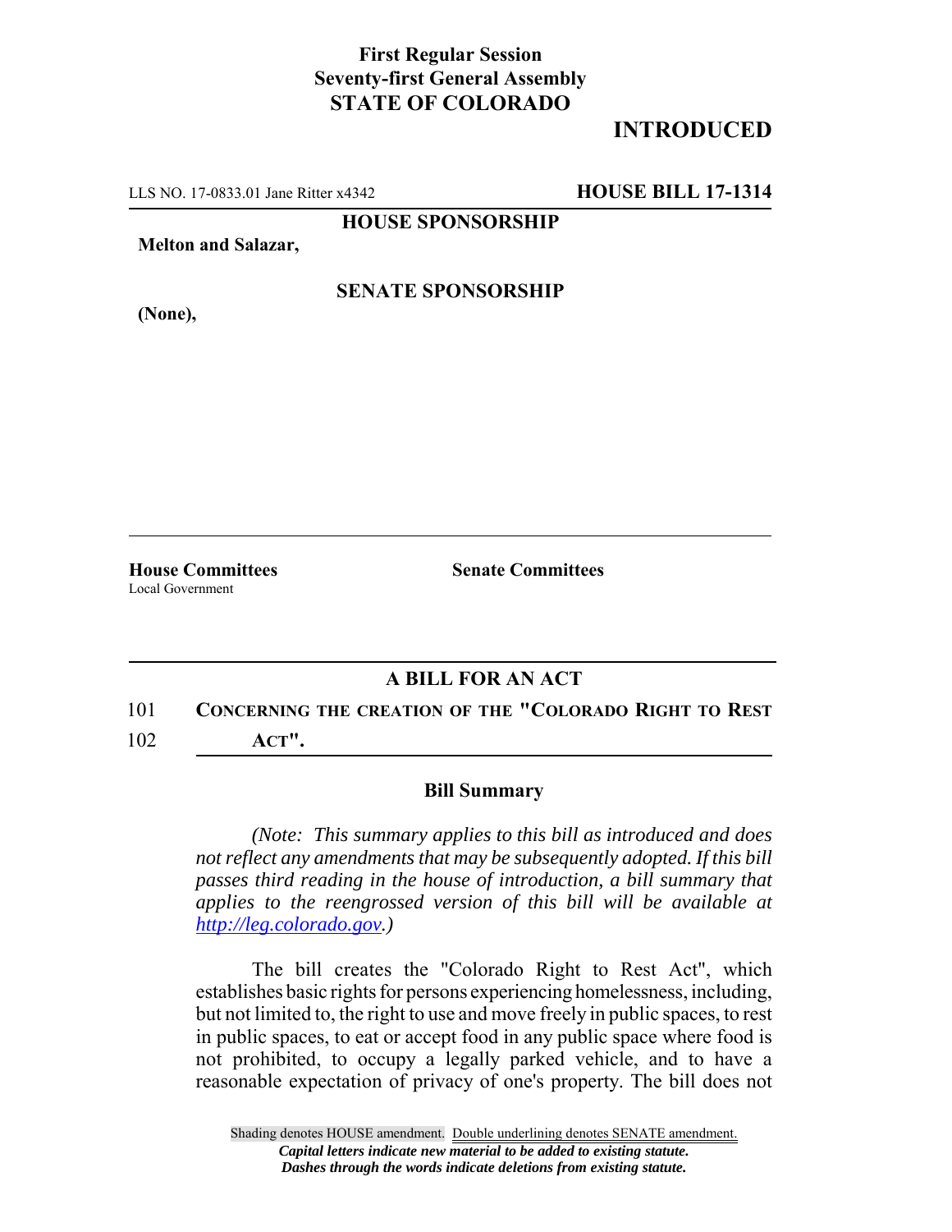**First Regular Session**
**Seventy-first General Assembly**
**STATE OF COLORADO**

**INTRODUCED**

LLS NO. 17-0833.01 Jane Ritter x4342 **HOUSE BILL 17-1314**

**HOUSE SPONSORSHIP**

**Melton and Salazar,**

**SENATE SPONSORSHIP**

**(None),**

**House Committees**
Local Government

**Senate Committees**

## A BILL FOR AN ACT

101 **CONCERNING THE CREATION OF THE "COLORADO RIGHT TO REST**
102 **ACT".**

### Bill Summary

*(Note: This summary applies to this bill as introduced and does not reflect any amendments that may be subsequently adopted. If this bill passes third reading in the house of introduction, a bill summary that applies to the reengrossed version of this bill will be available at [http://leg.colorado.gov](http://leg.colorado.gov).)*

The bill creates the "Colorado Right to Rest Act", which establishes basic rights for persons experiencing homelessness, including, but not limited to, the right to use and move freely in public spaces, to rest in public spaces, to eat or accept food in any public space where food is not prohibited, to occupy a legally parked vehicle, and to have a reasonable expectation of privacy of one's property. The bill does not

Shading denotes HOUSE amendment. Double underlining denotes SENATE amendment.
*Capital letters indicate new material to be added to existing statute.*
*Dashes through the words indicate deletions from existing statute.*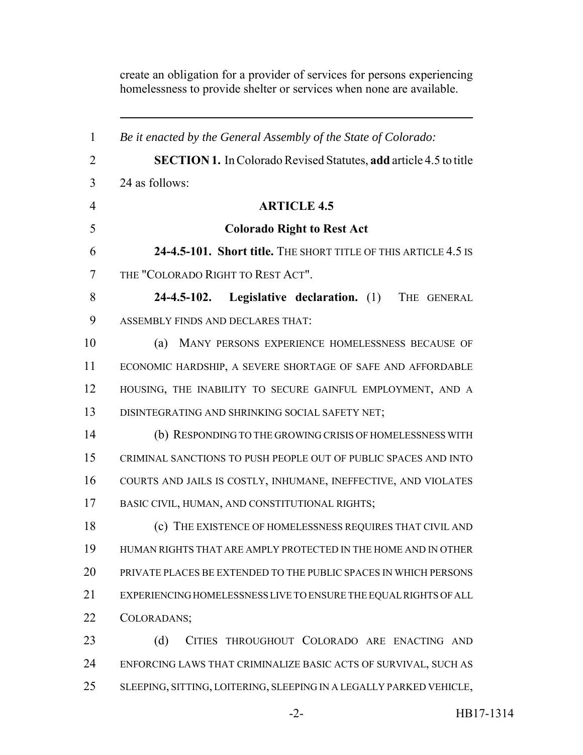create an obligation for a provider of services for persons experiencing homelessness to provide shelter or services when none are available.

---

*Be it enacted by the General Assembly of the State of Colorado:*

**SECTION 1.** In Colorado Revised Statutes, **add** article 4.5 to title 24 as follows:

**ARTICLE 4.5**

**Colorado Right to Rest Act**

**24-4.5-101. Short title.** THE SHORT TITLE OF THIS ARTICLE 4.5 IS THE "COLORADO RIGHT TO REST ACT".

**24-4.5-102. Legislative declaration.** (1) THE GENERAL ASSEMBLY FINDS AND DECLARES THAT:

(a) MANY PERSONS EXPERIENCE HOMELESSNESS BECAUSE OF ECONOMIC HARDSHIP, A SEVERE SHORTAGE OF SAFE AND AFFORDABLE HOUSING, THE INABILITY TO SECURE GAINFUL EMPLOYMENT, AND A DISINTEGRATING AND SHRINKING SOCIAL SAFETY NET;

(b) RESPONDING TO THE GROWING CRISIS OF HOMELESSNESS WITH CRIMINAL SANCTIONS TO PUSH PEOPLE OUT OF PUBLIC SPACES AND INTO COURTS AND JAILS IS COSTLY, INHUMANE, INEFFECTIVE, AND VIOLATES BASIC CIVIL, HUMAN, AND CONSTITUTIONAL RIGHTS;

(c) THE EXISTENCE OF HOMELESSNESS REQUIRES THAT CIVIL AND HUMAN RIGHTS THAT ARE AMPLY PROTECTED IN THE HOME AND IN OTHER PRIVATE PLACES BE EXTENDED TO THE PUBLIC SPACES IN WHICH PERSONS EXPERIENCING HOMELESSNESS LIVE TO ENSURE THE EQUAL RIGHTS OF ALL COLORADANS;

(d) CITIES THROUGHOUT COLORADO ARE ENACTING AND ENFORCING LAWS THAT CRIMINALIZE BASIC ACTS OF SURVIVAL, SUCH AS SLEEPING, SITTING, LOITERING, SLEEPING IN A LEGALLY PARKED VEHICLE,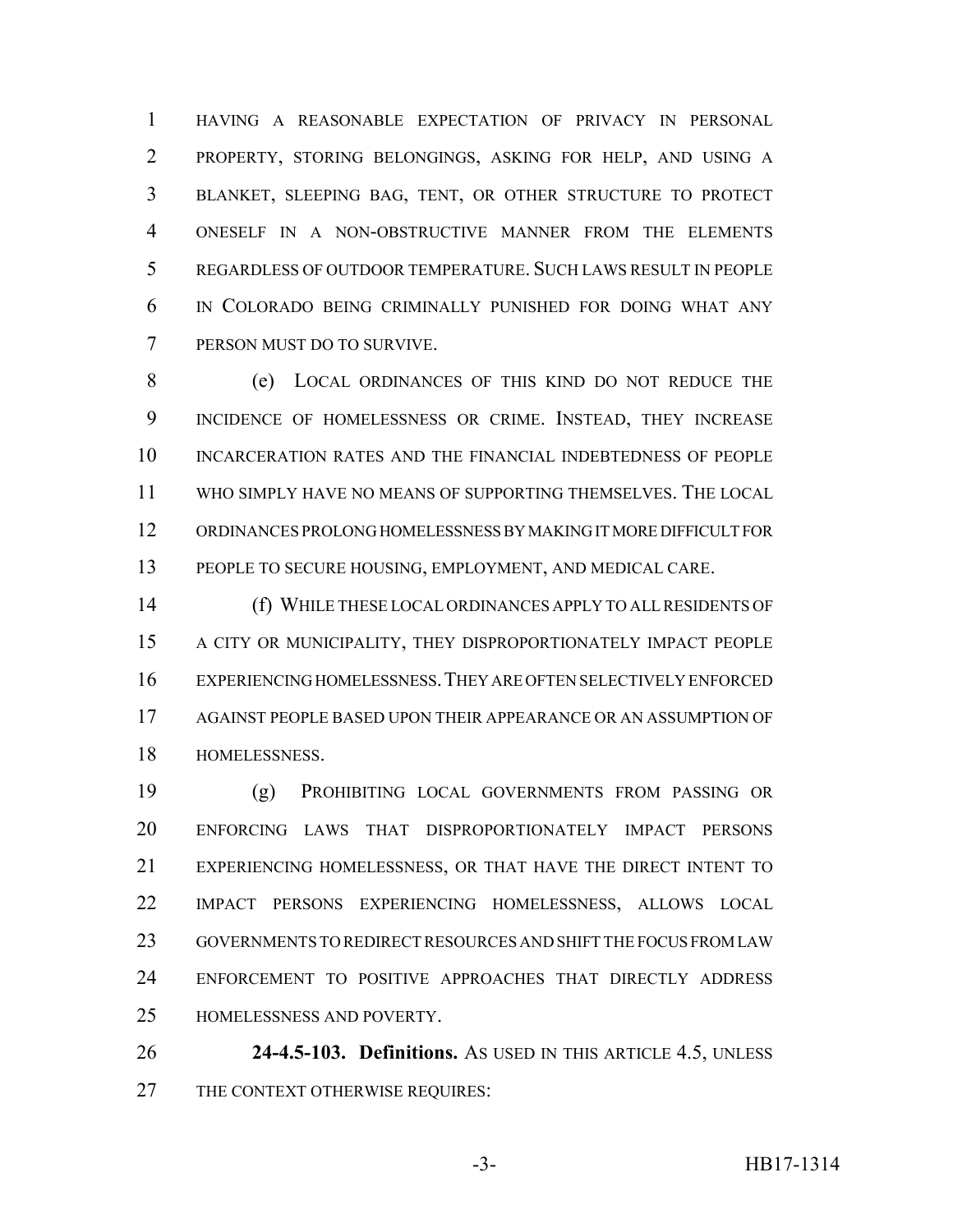HAVING A REASONABLE EXPECTATION OF PRIVACY IN PERSONAL PROPERTY, STORING BELONGINGS, ASKING FOR HELP, AND USING A BLANKET, SLEEPING BAG, TENT, OR OTHER STRUCTURE TO PROTECT ONESELF IN A NON-OBSTRUCTIVE MANNER FROM THE ELEMENTS REGARDLESS OF OUTDOOR TEMPERATURE. SUCH LAWS RESULT IN PEOPLE IN COLORADO BEING CRIMINALLY PUNISHED FOR DOING WHAT ANY PERSON MUST DO TO SURVIVE.

(e) LOCAL ORDINANCES OF THIS KIND DO NOT REDUCE THE INCIDENCE OF HOMELESSNESS OR CRIME. INSTEAD, THEY INCREASE INCARCERATION RATES AND THE FINANCIAL INDEBTEDNESS OF PEOPLE WHO SIMPLY HAVE NO MEANS OF SUPPORTING THEMSELVES. THE LOCAL ORDINANCES PROLONG HOMELESSNESS BY MAKING IT MORE DIFFICULT FOR PEOPLE TO SECURE HOUSING, EMPLOYMENT, AND MEDICAL CARE.

(f) WHILE THESE LOCAL ORDINANCES APPLY TO ALL RESIDENTS OF A CITY OR MUNICIPALITY, THEY DISPROPORTIONATELY IMPACT PEOPLE EXPERIENCING HOMELESSNESS. THEY ARE OFTEN SELECTIVELY ENFORCED AGAINST PEOPLE BASED UPON THEIR APPEARANCE OR AN ASSUMPTION OF HOMELESSNESS.

(g) PROHIBITING LOCAL GOVERNMENTS FROM PASSING OR ENFORCING LAWS THAT DISPROPORTIONATELY IMPACT PERSONS EXPERIENCING HOMELESSNESS, OR THAT HAVE THE DIRECT INTENT TO IMPACT PERSONS EXPERIENCING HOMELESSNESS, ALLOWS LOCAL GOVERNMENTS TO REDIRECT RESOURCES AND SHIFT THE FOCUS FROM LAW ENFORCEMENT TO POSITIVE APPROACHES THAT DIRECTLY ADDRESS HOMELESSNESS AND POVERTY.

**24-4.5-103. Definitions.** AS USED IN THIS ARTICLE 4.5, UNLESS THE CONTEXT OTHERWISE REQUIRES: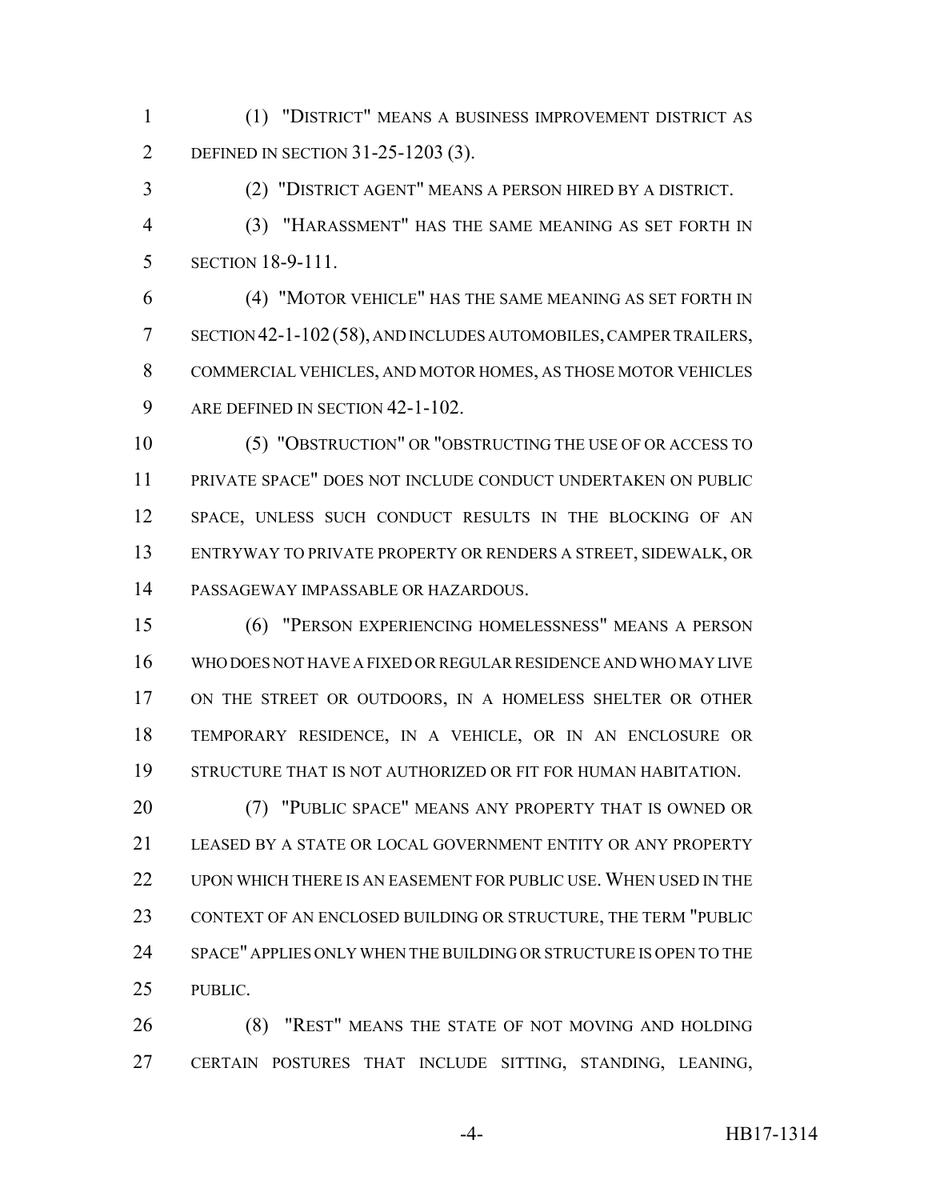(1) "DISTRICT" MEANS A BUSINESS IMPROVEMENT DISTRICT AS DEFINED IN SECTION 31-25-1203 (3).

(2) "DISTRICT AGENT" MEANS A PERSON HIRED BY A DISTRICT.

(3) "HARASSMENT" HAS THE SAME MEANING AS SET FORTH IN SECTION 18-9-111.

(4) "MOTOR VEHICLE" HAS THE SAME MEANING AS SET FORTH IN SECTION 42-1-102 (58), AND INCLUDES AUTOMOBILES, CAMPER TRAILERS, COMMERCIAL VEHICLES, AND MOTOR HOMES, AS THOSE MOTOR VEHICLES ARE DEFINED IN SECTION 42-1-102.

(5) "OBSTRUCTION" OR "OBSTRUCTING THE USE OF OR ACCESS TO PRIVATE SPACE" DOES NOT INCLUDE CONDUCT UNDERTAKEN ON PUBLIC SPACE, UNLESS SUCH CONDUCT RESULTS IN THE BLOCKING OF AN ENTRYWAY TO PRIVATE PROPERTY OR RENDERS A STREET, SIDEWALK, OR PASSAGEWAY IMPASSABLE OR HAZARDOUS.

(6) "PERSON EXPERIENCING HOMELESSNESS" MEANS A PERSON WHO DOES NOT HAVE A FIXED OR REGULAR RESIDENCE AND WHO MAY LIVE ON THE STREET OR OUTDOORS, IN A HOMELESS SHELTER OR OTHER TEMPORARY RESIDENCE, IN A VEHICLE, OR IN AN ENCLOSURE OR STRUCTURE THAT IS NOT AUTHORIZED OR FIT FOR HUMAN HABITATION.

(7) "PUBLIC SPACE" MEANS ANY PROPERTY THAT IS OWNED OR LEASED BY A STATE OR LOCAL GOVERNMENT ENTITY OR ANY PROPERTY UPON WHICH THERE IS AN EASEMENT FOR PUBLIC USE. WHEN USED IN THE CONTEXT OF AN ENCLOSED BUILDING OR STRUCTURE, THE TERM "PUBLIC SPACE" APPLIES ONLY WHEN THE BUILDING OR STRUCTURE IS OPEN TO THE PUBLIC.

(8) "REST" MEANS THE STATE OF NOT MOVING AND HOLDING CERTAIN POSTURES THAT INCLUDE SITTING, STANDING, LEANING,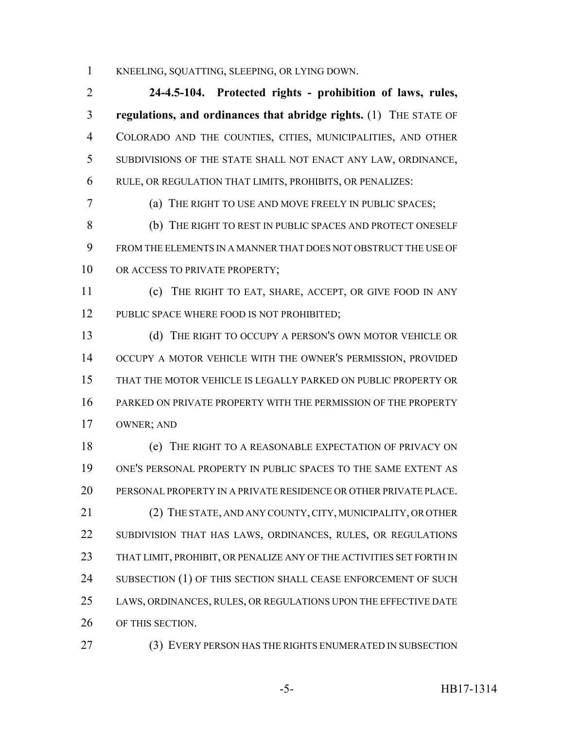KNEELING, SQUATTING, SLEEPING, OR LYING DOWN.

**24-4.5-104. Protected rights - prohibition of laws, rules, regulations, and ordinances that abridge rights.** (1) THE STATE OF COLORADO AND THE COUNTIES, CITIES, MUNICIPALITIES, AND OTHER SUBDIVISIONS OF THE STATE SHALL NOT ENACT ANY LAW, ORDINANCE, RULE, OR REGULATION THAT LIMITS, PROHIBITS, OR PENALIZES:

(a) THE RIGHT TO USE AND MOVE FREELY IN PUBLIC SPACES;

(b) THE RIGHT TO REST IN PUBLIC SPACES AND PROTECT ONESELF FROM THE ELEMENTS IN A MANNER THAT DOES NOT OBSTRUCT THE USE OF OR ACCESS TO PRIVATE PROPERTY;

(c) THE RIGHT TO EAT, SHARE, ACCEPT, OR GIVE FOOD IN ANY PUBLIC SPACE WHERE FOOD IS NOT PROHIBITED;

(d) THE RIGHT TO OCCUPY A PERSON'S OWN MOTOR VEHICLE OR OCCUPY A MOTOR VEHICLE WITH THE OWNER'S PERMISSION, PROVIDED THAT THE MOTOR VEHICLE IS LEGALLY PARKED ON PUBLIC PROPERTY OR PARKED ON PRIVATE PROPERTY WITH THE PERMISSION OF THE PROPERTY OWNER; AND

(e) THE RIGHT TO A REASONABLE EXPECTATION OF PRIVACY ON ONE'S PERSONAL PROPERTY IN PUBLIC SPACES TO THE SAME EXTENT AS PERSONAL PROPERTY IN A PRIVATE RESIDENCE OR OTHER PRIVATE PLACE.

(2) THE STATE, AND ANY COUNTY, CITY, MUNICIPALITY, OR OTHER SUBDIVISION THAT HAS LAWS, ORDINANCES, RULES, OR REGULATIONS THAT LIMIT, PROHIBIT, OR PENALIZE ANY OF THE ACTIVITIES SET FORTH IN SUBSECTION (1) OF THIS SECTION SHALL CEASE ENFORCEMENT OF SUCH LAWS, ORDINANCES, RULES, OR REGULATIONS UPON THE EFFECTIVE DATE OF THIS SECTION.

(3) EVERY PERSON HAS THE RIGHTS ENUMERATED IN SUBSECTION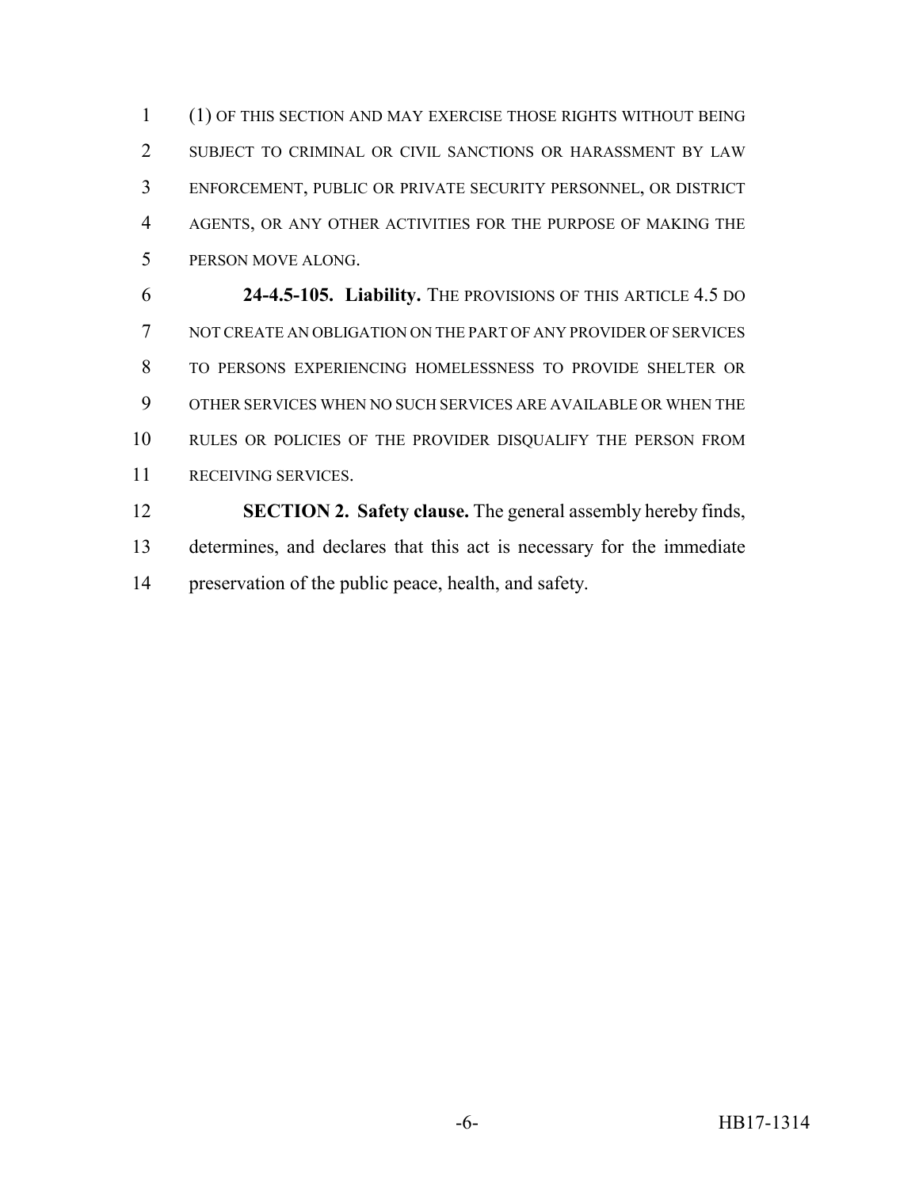(1) OF THIS SECTION AND MAY EXERCISE THOSE RIGHTS WITHOUT BEING SUBJECT TO CRIMINAL OR CIVIL SANCTIONS OR HARASSMENT BY LAW ENFORCEMENT, PUBLIC OR PRIVATE SECURITY PERSONNEL, OR DISTRICT AGENTS, OR ANY OTHER ACTIVITIES FOR THE PURPOSE OF MAKING THE PERSON MOVE ALONG.

**24-4.5-105. Liability.** THE PROVISIONS OF THIS ARTICLE 4.5 DO NOT CREATE AN OBLIGATION ON THE PART OF ANY PROVIDER OF SERVICES TO PERSONS EXPERIENCING HOMELESSNESS TO PROVIDE SHELTER OR OTHER SERVICES WHEN NO SUCH SERVICES ARE AVAILABLE OR WHEN THE RULES OR POLICIES OF THE PROVIDER DISQUALIFY THE PERSON FROM RECEIVING SERVICES.

**SECTION 2. Safety clause.** The general assembly hereby finds, determines, and declares that this act is necessary for the immediate preservation of the public peace, health, and safety.